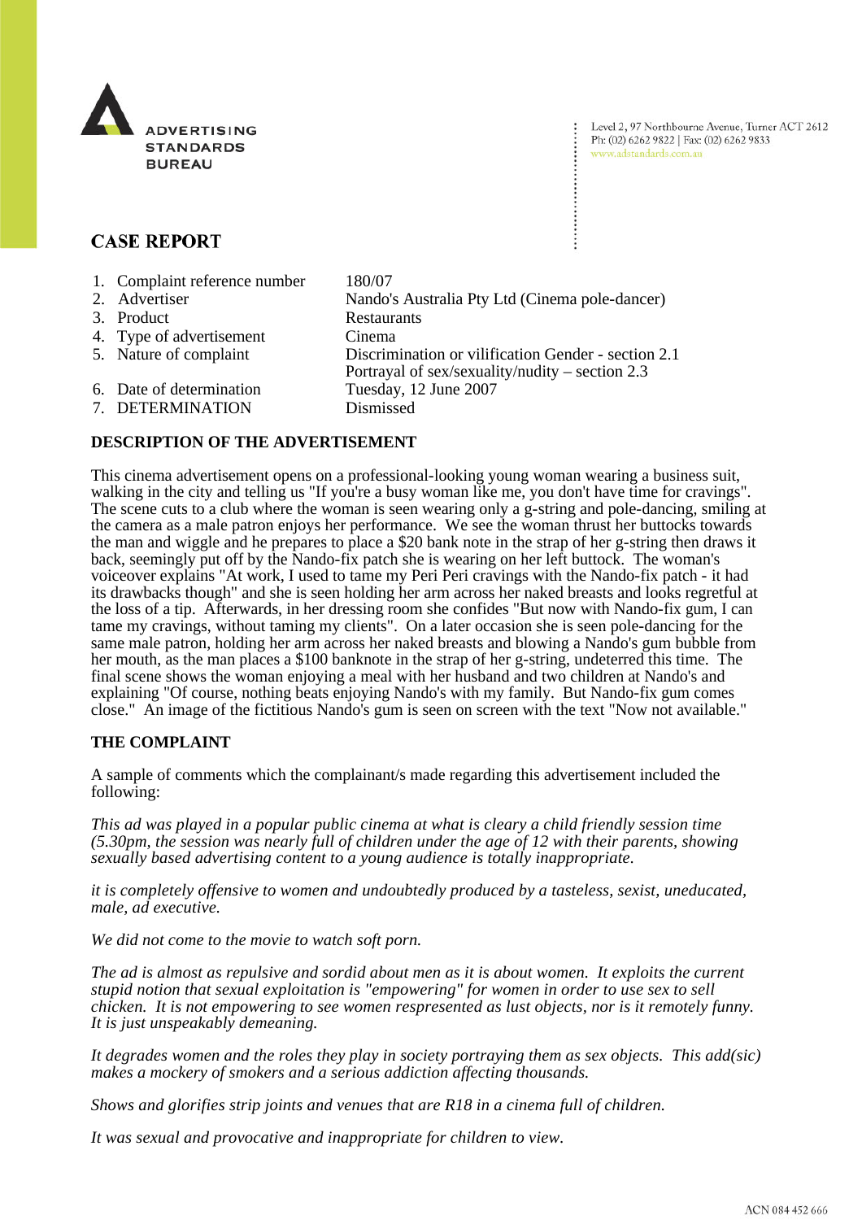ADVERTISING STANDARDS BUREAU

Level 2, 97 Northbourne Avenue, Turner ACT 2612
Ph: (02) 6262 9822 | Fax: (02) 6262 9833
www.adstandards.com.au

# CASE REPORT

| | | |
|---|---|---|
| 1. | Complaint reference number | 180/07 |
| 2. | Advertiser | Nando's Australia Pty Ltd (Cinema pole-dancer) |
| 3. | Product | Restaurants |
| 4. | Type of advertisement | Cinema |
| 5. | Nature of complaint | Discrimination or vilification Gender - section 2.1<br>Portrayal of sex/sexuality/nudity – section 2.3 |
| 6. | Date of determination | Tuesday, 12 June 2007 |
| 7. | DETERMINATION | Dismissed |

## DESCRIPTION OF THE ADVERTISEMENT

This cinema advertisement opens on a professional-looking young woman wearing a business suit, walking in the city and telling us "If you're a busy woman like me, you don't have time for cravings". The scene cuts to a club where the woman is seen wearing only a g-string and pole-dancing, smiling at the camera as a male patron enjoys her performance. We see the woman thrust her buttocks towards the man and wiggle and he prepares to place a $20 bank note in the strap of her g-string then draws it back, seemingly put off by the Nando-fix patch she is wearing on her left buttock. The woman's voiceover explains "At work, I used to tame my Peri Peri cravings with the Nando-fix patch - it had its drawbacks though" and she is seen holding her arm across her naked breasts and looks regretful at the loss of a tip. Afterwards, in her dressing room she confides "But now with Nando-fix gum, I can tame my cravings, without taming my clients". On a later occasion she is seen pole-dancing for the same male patron, holding her arm across her naked breasts and blowing a Nando's gum bubble from her mouth, as the man places a $100 banknote in the strap of her g-string, undeterred this time. The final scene shows the woman enjoying a meal with her husband and two children at Nando's and explaining "Of course, nothing beats enjoying Nando's with my family. But Nando-fix gum comes close." An image of the fictitious Nando's gum is seen on screen with the text "Now not available."

## THE COMPLAINT

A sample of comments which the complainant/s made regarding this advertisement included the following:

*This ad was played in a popular public cinema at what is cleary a child friendly session time (5.30pm, the session was nearly full of children under the age of 12 with their parents, showing sexually based advertising content to a young audience is totally inappropriate.*

*it is completely offensive to women and undoubtedly produced by a tasteless, sexist, uneducated, male, ad executive.*

*We did not come to the movie to watch soft porn.*

*The ad is almost as repulsive and sordid about men as it is about women. It exploits the current stupid notion that sexual exploitation is "empowering" for women in order to use sex to sell chicken. It is not empowering to see women respresented as lust objects, nor is it remotely funny. It is just unspeakably demeaning.*

*It degrades women and the roles they play in society portraying them as sex objects. This add(sic) makes a mockery of smokers and a serious addiction affecting thousands.*

*Shows and glorifies strip joints and venues that are R18 in a cinema full of children.*

*It was sexual and provocative and inappropriate for children to view.*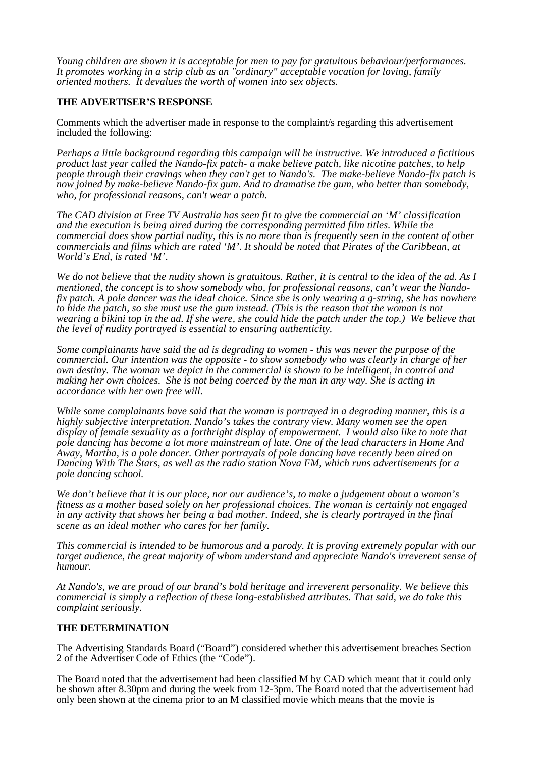*Young children are shown it is acceptable for men to pay for gratuitous behaviour/performances. It promotes working in a strip club as an "ordinary" acceptable vocation for loving, family oriented mothers. It devalues the worth of women into sex objects.*

**THE ADVERTISER'S RESPONSE**

Comments which the advertiser made in response to the complaint/s regarding this advertisement included the following:

*Perhaps a little background regarding this campaign will be instructive. We introduced a fictitious product last year called the Nando-fix patch- a make believe patch, like nicotine patches, to help people through their cravings when they can't get to Nando's. The make-believe Nando-fix patch is now joined by make-believe Nando-fix gum. And to dramatise the gum, who better than somebody, who, for professional reasons, can't wear a patch.*

*The CAD division at Free TV Australia has seen fit to give the commercial an 'M' classification and the execution is being aired during the corresponding permitted film titles. While the commercial does show partial nudity, this is no more than is frequently seen in the content of other commercials and films which are rated 'M'. It should be noted that Pirates of the Caribbean, at World's End, is rated 'M'.*

*We do not believe that the nudity shown is gratuitous. Rather, it is central to the idea of the ad. As I mentioned, the concept is to show somebody who, for professional reasons, can't wear the Nando-fix patch. A pole dancer was the ideal choice. Since she is only wearing a g-string, she has nowhere to hide the patch, so she must use the gum instead. (This is the reason that the woman is not wearing a bikini top in the ad. If she were, she could hide the patch under the top.) We believe that the level of nudity portrayed is essential to ensuring authenticity.*

*Some complainants have said the ad is degrading to women - this was never the purpose of the commercial. Our intention was the opposite - to show somebody who was clearly in charge of her own destiny. The woman we depict in the commercial is shown to be intelligent, in control and making her own choices. She is not being coerced by the man in any way. She is acting in accordance with her own free will.*

*While some complainants have said that the woman is portrayed in a degrading manner, this is a highly subjective interpretation. Nando's takes the contrary view. Many women see the open display of female sexuality as a forthright display of empowerment. I would also like to note that pole dancing has become a lot more mainstream of late. One of the lead characters in Home And Away, Martha, is a pole dancer. Other portrayals of pole dancing have recently been aired on Dancing With The Stars, as well as the radio station Nova FM, which runs advertisements for a pole dancing school.*

*We don't believe that it is our place, nor our audience's, to make a judgement about a woman's fitness as a mother based solely on her professional choices. The woman is certainly not engaged in any activity that shows her being a bad mother. Indeed, she is clearly portrayed in the final scene as an ideal mother who cares for her family.*

*This commercial is intended to be humorous and a parody. It is proving extremely popular with our target audience, the great majority of whom understand and appreciate Nando's irreverent sense of humour.*

*At Nando's, we are proud of our brand's bold heritage and irreverent personality. We believe this commercial is simply a reflection of these long-established attributes. That said, we do take this complaint seriously.*

**THE DETERMINATION**

The Advertising Standards Board ("Board") considered whether this advertisement breaches Section 2 of the Advertiser Code of Ethics (the "Code").

The Board noted that the advertisement had been classified M by CAD which meant that it could only be shown after 8.30pm and during the week from 12-3pm. The Board noted that the advertisement had only been shown at the cinema prior to an M classified movie which means that the movie is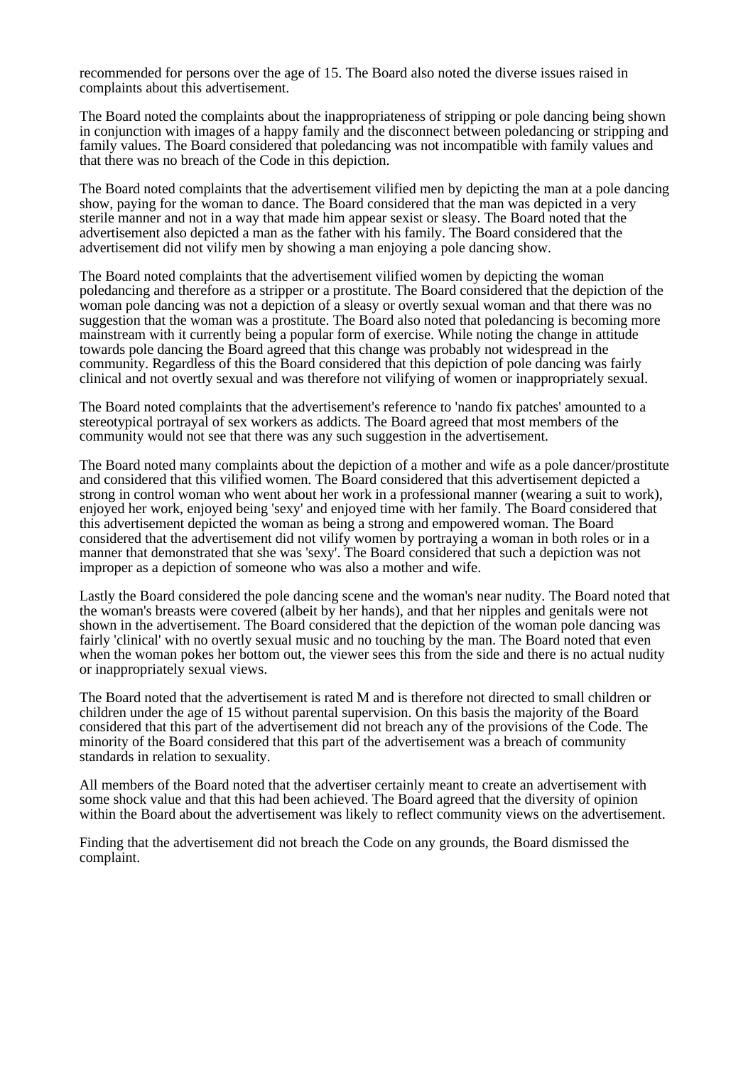recommended for persons over the age of 15. The Board also noted the diverse issues raised in complaints about this advertisement.

The Board noted the complaints about the inappropriateness of stripping or pole dancing being shown in conjunction with images of a happy family and the disconnect between poledancing or stripping and family values. The Board considered that poledancing was not incompatible with family values and that there was no breach of the Code in this depiction.

The Board noted complaints that the advertisement vilified men by depicting the man at a pole dancing show, paying for the woman to dance. The Board considered that the man was depicted in a very sterile manner and not in a way that made him appear sexist or sleasy. The Board noted that the advertisement also depicted a man as the father with his family. The Board considered that the advertisement did not vilify men by showing a man enjoying a pole dancing show.

The Board noted complaints that the advertisement vilified women by depicting the woman poledancing and therefore as a stripper or a prostitute. The Board considered that the depiction of the woman pole dancing was not a depiction of a sleasy or overtly sexual woman and that there was no suggestion that the woman was a prostitute. The Board also noted that poledancing is becoming more mainstream with it currently being a popular form of exercise. While noting the change in attitude towards pole dancing the Board agreed that this change was probably not widespread in the community. Regardless of this the Board considered that this depiction of pole dancing was fairly clinical and not overtly sexual and was therefore not vilifying of women or inappropriately sexual.

The Board noted complaints that the advertisement's reference to 'nando fix patches' amounted to a stereotypical portrayal of sex workers as addicts. The Board agreed that most members of the community would not see that there was any such suggestion in the advertisement.

The Board noted many complaints about the depiction of a mother and wife as a pole dancer/prostitute and considered that this vilified women. The Board considered that this advertisement depicted a strong in control woman who went about her work in a professional manner (wearing a suit to work), enjoyed her work, enjoyed being 'sexy' and enjoyed time with her family. The Board considered that this advertisement depicted the woman as being a strong and empowered woman. The Board considered that the advertisement did not vilify women by portraying a woman in both roles or in a manner that demonstrated that she was 'sexy'. The Board considered that such a depiction was not improper as a depiction of someone who was also a mother and wife.

Lastly the Board considered the pole dancing scene and the woman's near nudity. The Board noted that the woman's breasts were covered (albeit by her hands), and that her nipples and genitals were not shown in the advertisement. The Board considered that the depiction of the woman pole dancing was fairly 'clinical' with no overtly sexual music and no touching by the man. The Board noted that even when the woman pokes her bottom out, the viewer sees this from the side and there is no actual nudity or inappropriately sexual views.

The Board noted that the advertisement is rated M and is therefore not directed to small children or children under the age of 15 without parental supervision. On this basis the majority of the Board considered that this part of the advertisement did not breach any of the provisions of the Code. The minority of the Board considered that this part of the advertisement was a breach of community standards in relation to sexuality.

All members of the Board noted that the advertiser certainly meant to create an advertisement with some shock value and that this had been achieved. The Board agreed that the diversity of opinion within the Board about the advertisement was likely to reflect community views on the advertisement.

Finding that the advertisement did not breach the Code on any grounds, the Board dismissed the complaint.